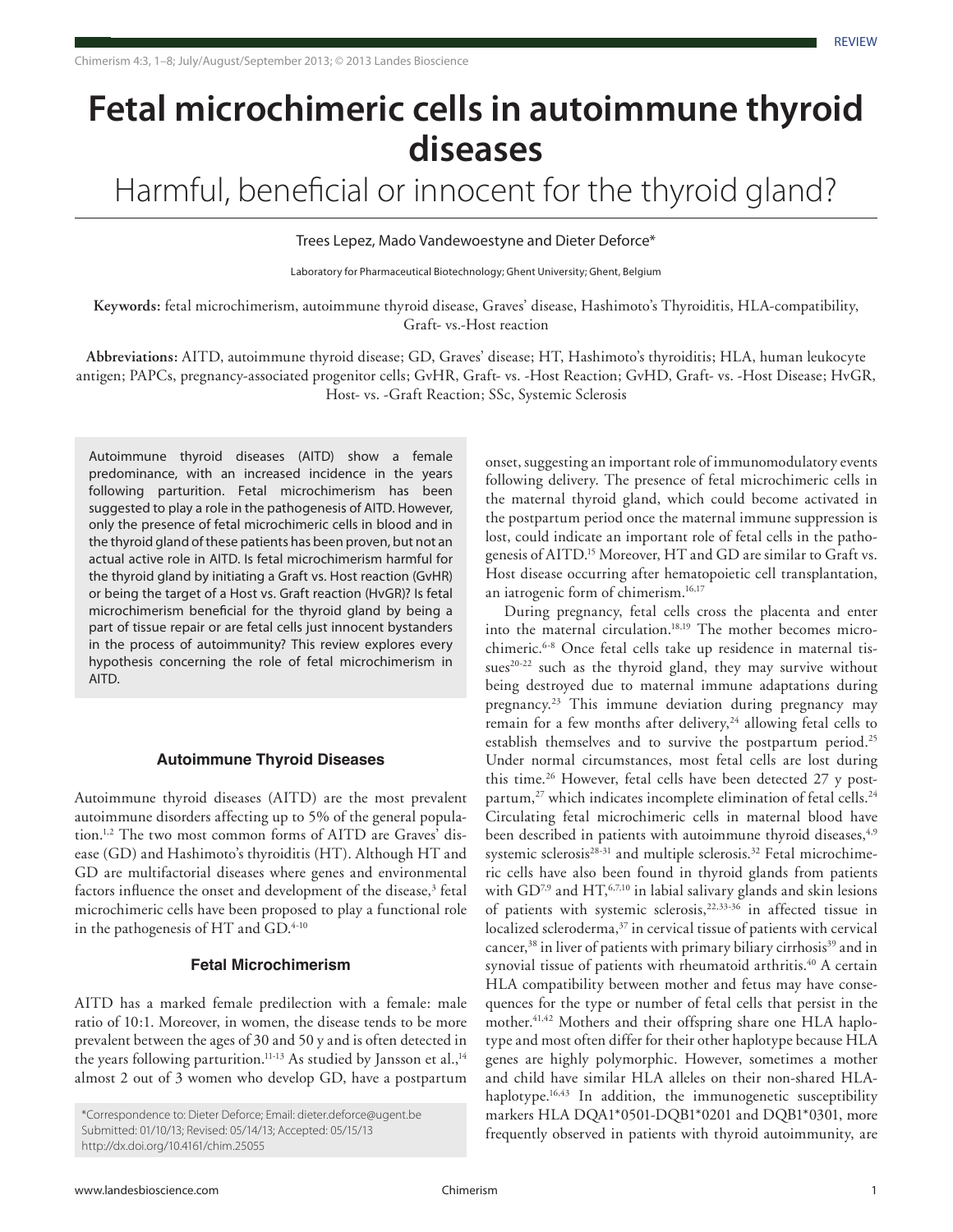# Fetal microchimeric cells in autoimmune thyroid diseases

## Harmful, beneficial or innocent for the thyroid gland?

Trees Lepez, Mado Vandewoestyne and Dieter Deforce*

Laboratory for Pharmaceutical Biotechnology; Ghent University; Ghent, Belgium

**Keywords:** fetal microchimerism, autoimmune thyroid disease, Graves' disease, Hashimoto's Thyroiditis, HLA-compatibility, Graft- vs.-Host reaction

**Abbreviations:** AITD, autoimmune thyroid disease; GD, Graves' disease; HT, Hashimoto's thyroiditis; HLA, human leukocyte antigen; PAPCs, pregnancy-associated progenitor cells; GvHR, Graft- vs. -Host Reaction; GvHD, Graft- vs. -Host Disease; HvGR, Host- vs. -Graft Reaction; SSc, Systemic Sclerosis

Autoimmune thyroid diseases (AITD) show a female predominance, with an increased incidence in the years following parturition. Fetal microchimerism has been suggested to play a role in the pathogenesis of AITD. However, only the presence of fetal microchimeric cells in blood and in the thyroid gland of these patients has been proven, but not an actual active role in AITD. Is fetal microchimerism harmful for the thyroid gland by initiating a Graft vs. Host reaction (GvHR) or being the target of a Host vs. Graft reaction (HvGR)? Is fetal microchimerism beneficial for the thyroid gland by being a part of tissue repair or are fetal cells just innocent bystanders in the process of autoimmunity? This review explores every hypothesis concerning the role of fetal microchimerism in AITD.

### Autoimmune Thyroid Diseases

Autoimmune thyroid diseases (AITD) are the most prevalent autoimmune disorders affecting up to 5% of the general population.[1,2] The two most common forms of AITD are Graves' disease (GD) and Hashimoto's thyroiditis (HT). Although HT and GD are multifactorial diseases where genes and environmental factors influence the onset and development of the disease,[3] fetal microchimeric cells have been proposed to play a functional role in the pathogenesis of HT and GD.[4-10]

### Fetal Microchimerism

AITD has a marked female predilection with a female: male ratio of 10:1. Moreover, in women, the disease tends to be more prevalent between the ages of 30 and 50 y and is often detected in the years following parturition.[11-13] As studied by Jansson et al.,[14] almost 2 out of 3 women who develop GD, have a postpartum onset, suggesting an important role of immunomodulatory events following delivery. The presence of fetal microchimeric cells in the maternal thyroid gland, which could become activated in the postpartum period once the maternal immune suppression is lost, could indicate an important role of fetal cells in the pathogenesis of AITD.[15] Moreover, HT and GD are similar to Graft vs. Host disease occurring after hematopoietic cell transplantation, an iatrogenic form of chimerism.[16,17]

During pregnancy, fetal cells cross the placenta and enter into the maternal circulation.[18,19] The mother becomes microchimeric.[6-8] Once fetal cells take up residence in maternal tissues[20-22] such as the thyroid gland, they may survive without being destroyed due to maternal immune adaptations during pregnancy.[23] This immune deviation during pregnancy may remain for a few months after delivery,[24] allowing fetal cells to establish themselves and to survive the postpartum period.[25] Under normal circumstances, most fetal cells are lost during this time.[26] However, fetal cells have been detected 27 y postpartum,[27] which indicates incomplete elimination of fetal cells.[24] Circulating fetal microchimeric cells in maternal blood have been described in patients with autoimmune thyroid diseases,[4,9] systemic sclerosis[28-31] and multiple sclerosis.[32] Fetal microchimeric cells have also been found in thyroid glands from patients with GD[7,9] and HT,[6,7,10] in labial salivary glands and skin lesions of patients with systemic sclerosis,[22,33-36] in affected tissue in localized scleroderma,[37] in cervical tissue of patients with cervical cancer,[38] in liver of patients with primary biliary cirrhosis[39] and in synovial tissue of patients with rheumatoid arthritis.[40] A certain HLA compatibility between mother and fetus may have consequences for the type or number of fetal cells that persist in the mother.[41,42] Mothers and their offspring share one HLA haplotype and most often differ for their other haplotype because HLA genes are highly polymorphic. However, sometimes a mother and child have similar HLA alleles on their non-shared HLA-haplotype.[16,43] In addition, the immunogenetic susceptibility markers HLA DQA1*0501-DQB1*0201 and DQB1*0301, more frequently observed in patients with thyroid autoimmunity, are

*Correspondence to: Dieter Deforce; Email: dieter.deforce@ugent.be
Submitted: 01/10/13; Revised: 05/14/13; Accepted: 05/15/13
http://dx.doi.org/10.4161/chim.25055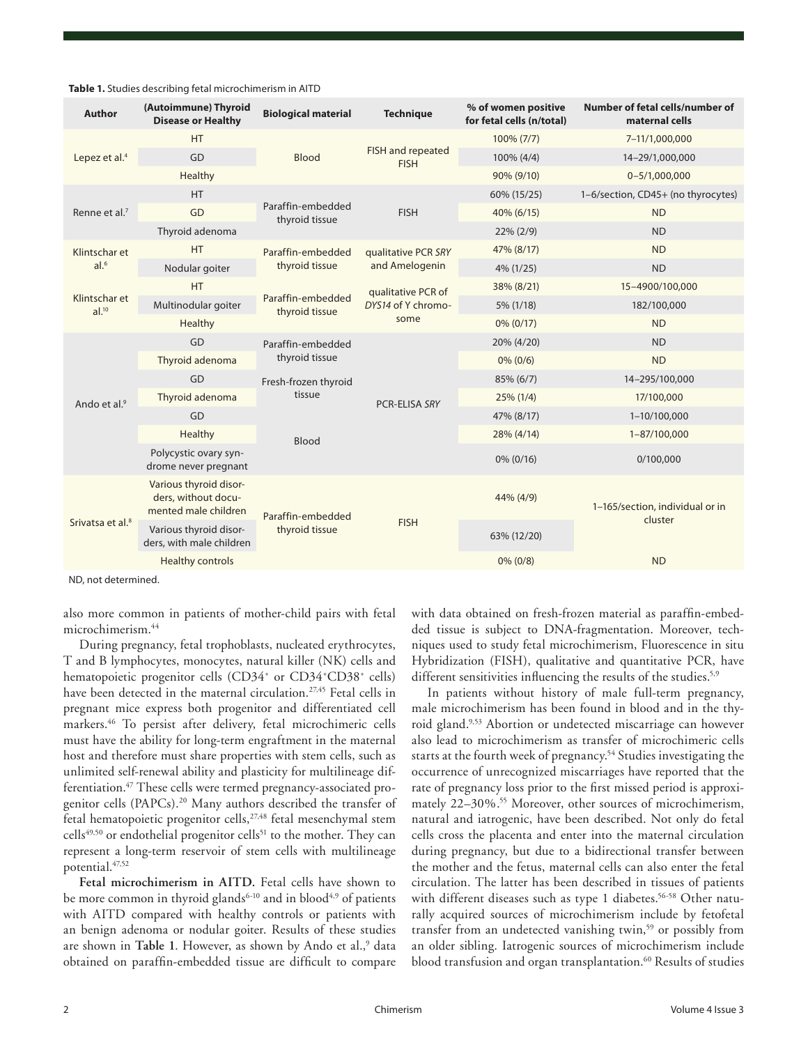**Table 1.** Studies describing fetal microchimerism in AITD

| Author | (Autoimmune) Thyroid Disease or Healthy | Biological material | Technique | % of women positive for fetal cells (n/total) | Number of fetal cells/number of maternal cells |
|---|---|---|---|---|---|
| Lepez et al.[4] | HT | Blood | FISH and repeated FISH | 100% (7/7) | 7–11/1,000,000 |
| | GD | | | 100% (4/4) | 14–29/1,000,000 |
| | Healthy | | | 90% (9/10) | 0–5/1,000,000 |
| Renne et al.[7] | HT | Paraffin-embedded thyroid tissue | FISH | 60% (15/25) | 1–6/section, CD45+ (no thyrocytes) |
| | GD | | | 40% (6/15) | ND |
| | Thyroid adenoma | | | 22% (2/9) | ND |
| Klintschar et al.[6] | HT | Paraffin-embedded thyroid tissue | qualitative PCR *SRY* and Amelogenin | 47% (8/17) | ND |
| | Nodular goiter | | | 4% (1/25) | ND |
| Klintschar et al.[10] | HT | Paraffin-embedded thyroid tissue | qualitative PCR of *DYS14* of Y chromosome | 38% (8/21) | 15–4900/100,000 |
| | Multinodular goiter | | | 5% (1/18) | 182/100,000 |
| | Healthy | | | 0% (0/17) | ND |
| Ando et al.[9] | GD | Paraffin-embedded thyroid tissue | PCR-ELISA *SRY* | 20% (4/20) | ND |
| | Thyroid adenoma | | | 0% (0/6) | ND |
| | GD | Fresh-frozen thyroid tissue | | 85% (6/7) | 14–295/100,000 |
| | Thyroid adenoma | | | 25% (1/4) | 17/100,000 |
| | GD | Blood | | 47% (8/17) | 1–10/100,000 |
| | Healthy | | | 28% (4/14) | 1–87/100,000 |
| | Polycystic ovary syndrome never pregnant | | | 0% (0/16) | 0/100,000 |
| Srivatsa et al.[8] | Various thyroid disorders, without documented male children | Paraffin-embedded thyroid tissue | FISH | 44% (4/9) | 1–165/section, individual or in cluster |
| | Various thyroid disorders, with male children | | | 63% (12/20) | |
| | Healthy controls | | | 0% (0/8) | ND |

ND, not determined.

also more common in patients of mother-child pairs with fetal microchimerism.[44]

During pregnancy, fetal trophoblasts, nucleated erythrocytes, T and B lymphocytes, monocytes, natural killer (NK) cells and hematopoietic progenitor cells ($CD34^+$ or $CD34^+CD38^+$ cells) have been detected in the maternal circulation.[27,45] Fetal cells in pregnant mice express both progenitor and differentiated cell markers.[46] To persist after delivery, fetal microchimeric cells must have the ability for long-term engraftment in the maternal host and therefore must share properties with stem cells, such as unlimited self-renewal ability and plasticity for multilineage differentiation.[47] These cells were termed pregnancy-associated progenitor cells (PAPCs).[20] Many authors described the transfer of fetal hematopoietic progenitor cells,[27,48] fetal mesenchymal stem cells[49,50] or endothelial progenitor cells[51] to the mother. They can represent a long-term reservoir of stem cells with multilineage potential.[47,52]

**Fetal microchimerism in AITD.** Fetal cells have shown to be more common in thyroid glands[6-10] and in blood[4,9] of patients with AITD compared with healthy controls or patients with an benign adenoma or nodular goiter. Results of these studies are shown in **Table 1**. However, as shown by Ando et al.,[9] data obtained on paraffin-embedded tissue are difficult to compare with data obtained on fresh-frozen material as paraffin-embedded tissue is subject to DNA-fragmentation. Moreover, techniques used to study fetal microchimerism, Fluorescence in situ Hybridization (FISH), qualitative and quantitative PCR, have different sensitivities influencing the results of the studies.[5,9]

In patients without history of male full-term pregnancy, male microchimerism has been found in blood and in the thyroid gland.[9,53] Abortion or undetected miscarriage can however also lead to microchimerism as transfer of microchimeric cells starts at the fourth week of pregnancy.[54] Studies investigating the occurrence of unrecognized miscarriages have reported that the rate of pregnancy loss prior to the first missed period is approximately 22–30%.[55] Moreover, other sources of microchimerism, natural and iatrogenic, have been described. Not only do fetal cells cross the placenta and enter into the maternal circulation during pregnancy, but due to a bidirectional transfer between the mother and the fetus, maternal cells can also enter the fetal circulation. The latter has been described in tissues of patients with different diseases such as type 1 diabetes.[56-58] Other naturally acquired sources of microchimerism include by fetofetal transfer from an undetected vanishing twin,[59] or possibly from an older sibling. Iatrogenic sources of microchimerism include blood transfusion and organ transplantation.[60] Results of studies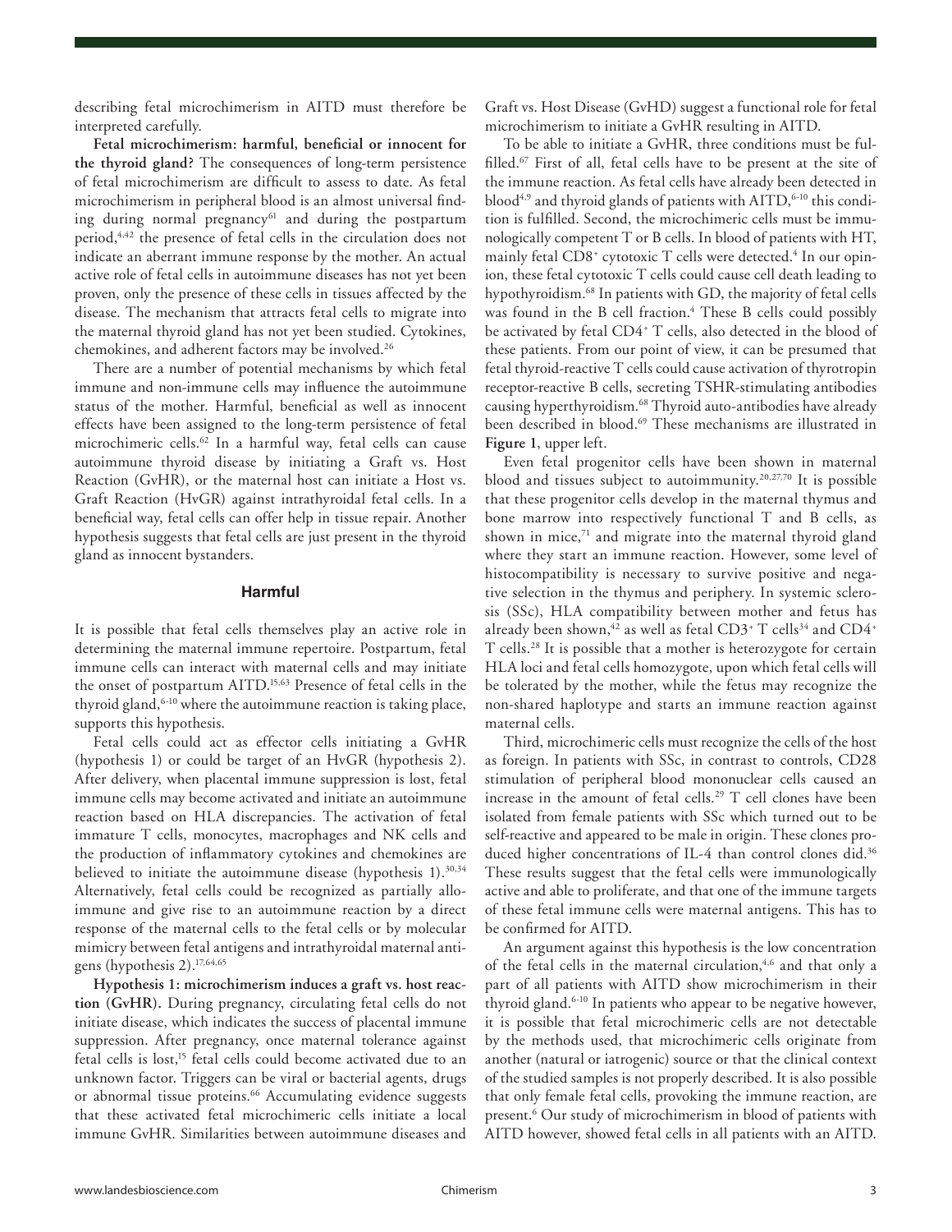describing fetal microchimerism in AITD must therefore be interpreted carefully.

**Fetal microchimerism: harmful, beneficial or innocent for the thyroid gland?** The consequences of long-term persistence of fetal microchimerism are difficult to assess to date. As fetal microchimerism in peripheral blood is an almost universal finding during normal pregnancy[61] and during the postpartum period,[4,42] the presence of fetal cells in the circulation does not indicate an aberrant immune response by the mother. An actual active role of fetal cells in autoimmune diseases has not yet been proven, only the presence of these cells in tissues affected by the disease. The mechanism that attracts fetal cells to migrate into the maternal thyroid gland has not yet been studied. Cytokines, chemokines, and adherent factors may be involved.[26]

There are a number of potential mechanisms by which fetal immune and non-immune cells may influence the autoimmune status of the mother. Harmful, beneficial as well as innocent effects have been assigned to the long-term persistence of fetal microchimeric cells.[62] In a harmful way, fetal cells can cause autoimmune thyroid disease by initiating a Graft vs. Host Reaction (GvHR), or the maternal host can initiate a Host vs. Graft Reaction (HvGR) against intrathyroidal fetal cells. In a beneficial way, fetal cells can offer help in tissue repair. Another hypothesis suggests that fetal cells are just present in the thyroid gland as innocent bystanders.

### Harmful

It is possible that fetal cells themselves play an active role in determining the maternal immune repertoire. Postpartum, fetal immune cells can interact with maternal cells and may initiate the onset of postpartum AITD.[15,63] Presence of fetal cells in the thyroid gland,[6-10] where the autoimmune reaction is taking place, supports this hypothesis.

Fetal cells could act as effector cells initiating a GvHR (hypothesis 1) or could be target of an HvGR (hypothesis 2). After delivery, when placental immune suppression is lost, fetal immune cells may become activated and initiate an autoimmune reaction based on HLA discrepancies. The activation of fetal immature T cells, monocytes, macrophages and NK cells and the production of inflammatory cytokines and chemokines are believed to initiate the autoimmune disease (hypothesis 1).[30,34] Alternatively, fetal cells could be recognized as partially alloimmune and give rise to an autoimmune reaction by a direct response of the maternal cells to the fetal cells or by molecular mimicry between fetal antigens and intrathyroidal maternal antigens (hypothesis 2).[17,64,65]

**Hypothesis 1: microchimerism induces a graft vs. host reaction (GvHR).** During pregnancy, circulating fetal cells do not initiate disease, which indicates the success of placental immune suppression. After pregnancy, once maternal tolerance against fetal cells is lost,[15] fetal cells could become activated due to an unknown factor. Triggers can be viral or bacterial agents, drugs or abnormal tissue proteins.[66] Accumulating evidence suggests that these activated fetal microchimeric cells initiate a local immune GvHR. Similarities between autoimmune diseases and Graft vs. Host Disease (GvHD) suggest a functional role for fetal microchimerism to initiate a GvHR resulting in AITD.

To be able to initiate a GvHR, three conditions must be fulfilled.[67] First of all, fetal cells have to be present at the site of the immune reaction. As fetal cells have already been detected in blood[4,9] and thyroid glands of patients with AITD,[6-10] this condition is fulfilled. Second, the microchimeric cells must be immunologically competent T or B cells. In blood of patients with HT, mainly fetal CD8$^+$ cytotoxic T cells were detected.[4] In our opinion, these fetal cytotoxic T cells could cause cell death leading to hypothyroidism.[68] In patients with GD, the majority of fetal cells was found in the B cell fraction.[4] These B cells could possibly be activated by fetal CD4$^+$ T cells, also detected in the blood of these patients. From our point of view, it can be presumed that fetal thyroid-reactive T cells could cause activation of thyrotropin receptor-reactive B cells, secreting TSHR-stimulating antibodies causing hyperthyroidism.[68] Thyroid auto-antibodies have already been described in blood.[69] These mechanisms are illustrated in **Figure 1**, upper left.

Even fetal progenitor cells have been shown in maternal blood and tissues subject to autoimmunity.[20,27,70] It is possible that these progenitor cells develop in the maternal thymus and bone marrow into respectively functional T and B cells, as shown in mice,[71] and migrate into the maternal thyroid gland where they start an immune reaction. However, some level of histocompatibility is necessary to survive positive and negative selection in the thymus and periphery. In systemic sclerosis (SSc), HLA compatibility between mother and fetus has already been shown,[42] as well as fetal CD3$^+$ T cells[34] and CD4$^+$ T cells.[28] It is possible that a mother is heterozygote for certain HLA loci and fetal cells homozygote, upon which fetal cells will be tolerated by the mother, while the fetus may recognize the non-shared haplotype and starts an immune reaction against maternal cells.

Third, microchimeric cells must recognize the cells of the host as foreign. In patients with SSc, in contrast to controls, CD28 stimulation of peripheral blood mononuclear cells caused an increase in the amount of fetal cells.[29] T cell clones have been isolated from female patients with SSc which turned out to be self-reactive and appeared to be male in origin. These clones produced higher concentrations of IL-4 than control clones did.[36] These results suggest that the fetal cells were immunologically active and able to proliferate, and that one of the immune targets of these fetal immune cells were maternal antigens. This has to be confirmed for AITD.

An argument against this hypothesis is the low concentration of the fetal cells in the maternal circulation,[4,6] and that only a part of all patients with AITD show microchimerism in their thyroid gland.[6-10] In patients who appear to be negative however, it is possible that fetal microchimeric cells are not detectable by the methods used, that microchimeric cells originate from another (natural or iatrogenic) source or that the clinical context of the studied samples is not properly described. It is also possible that only female fetal cells, provoking the immune reaction, are present.[6] Our study of microchimerism in blood of patients with AITD however, showed fetal cells in all patients with an AITD.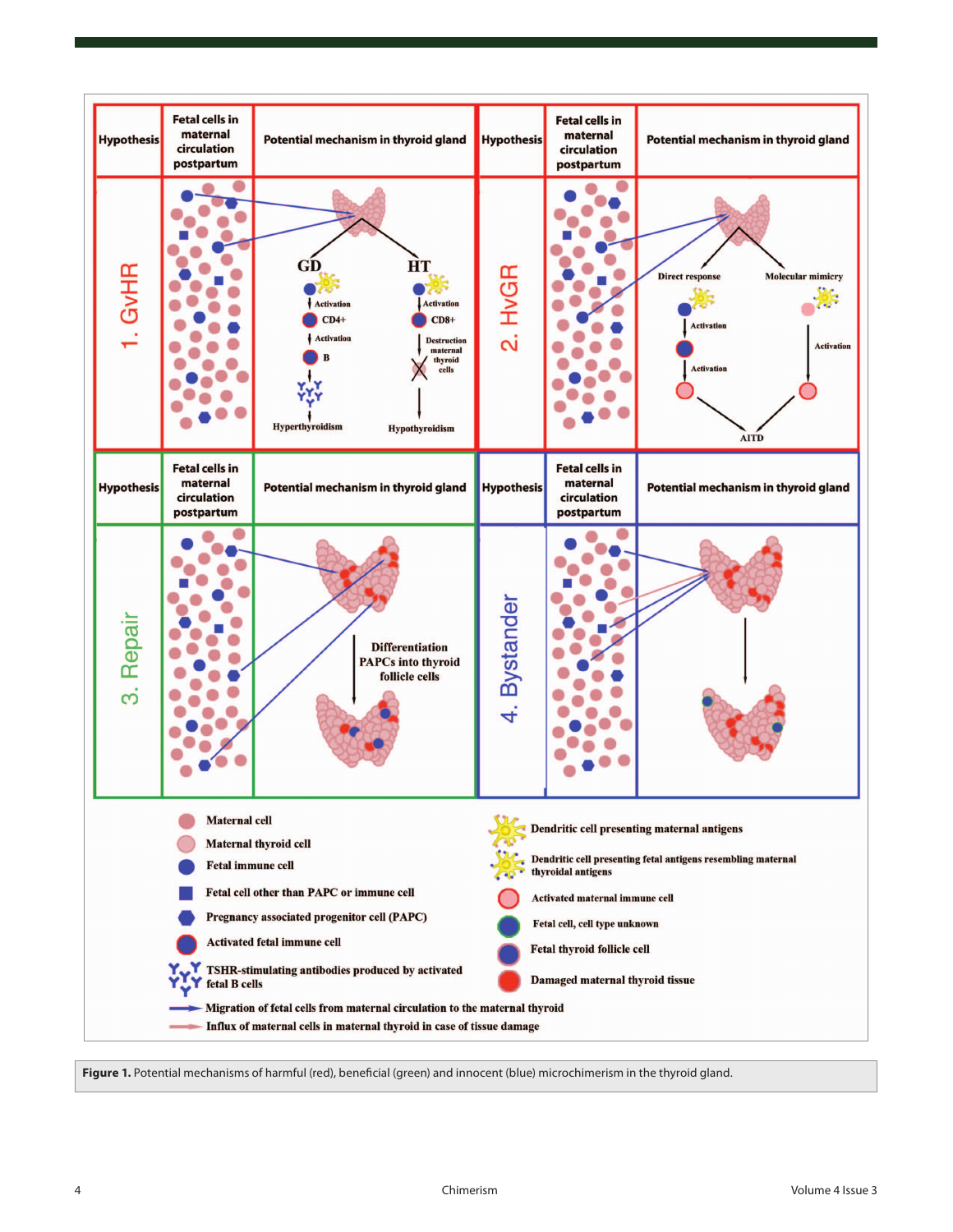**Figure 1.** Potential mechanisms of harmful (red), beneficial (green) and innocent (blue) microchimerism in the thyroid gland.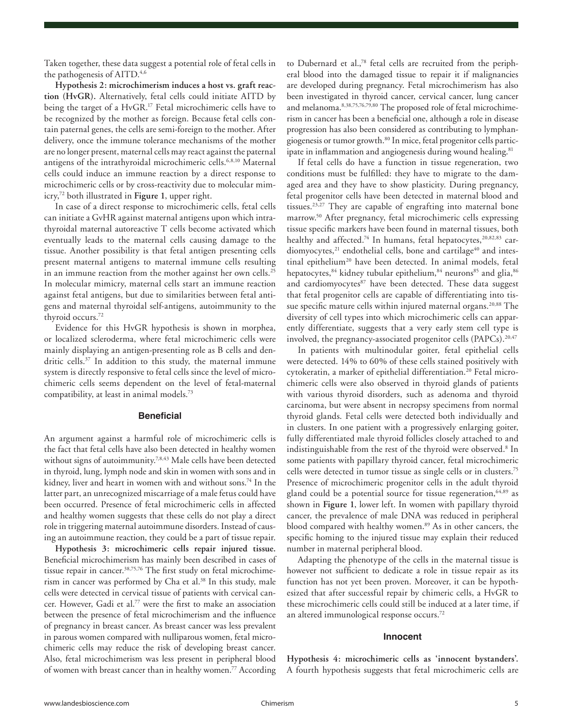Taken together, these data suggest a potential role of fetal cells in the pathogenesis of AITD.[4,6]

**Hypothesis 2: microchimerism induces a host vs. graft reaction (HvGR).** Alternatively, fetal cells could initiate AITD by being the target of a HvGR.[17] Fetal microchimeric cells have to be recognized by the mother as foreign. Because fetal cells contain paternal genes, the cells are semi-foreign to the mother. After delivery, once the immune tolerance mechanisms of the mother are no longer present, maternal cells may react against the paternal antigens of the intrathyroidal microchimeric cells.[6,8,10] Maternal cells could induce an immune reaction by a direct response to microchimeric cells or by cross-reactivity due to molecular mimicry,[72] both illustrated in **Figure 1**, upper right.

In case of a direct response to microchimeric cells, fetal cells can initiate a GvHR against maternal antigens upon which intrathyroidal maternal autoreactive T cells become activated which eventually leads to the maternal cells causing damage to the tissue. Another possibility is that fetal antigen presenting cells present maternal antigens to maternal immune cells resulting in an immune reaction from the mother against her own cells.[25] In molecular mimicry, maternal cells start an immune reaction against fetal antigens, but due to similarities between fetal antigens and maternal thyroidal self-antigens, autoimmunity to the thyroid occurs.[72]

Evidence for this HvGR hypothesis is shown in morphea, or localized scleroderma, where fetal microchimeric cells were mainly displaying an antigen-presenting role as B cells and dendritic cells.[37] In addition to this study, the maternal immune system is directly responsive to fetal cells since the level of microchimeric cells seems dependent on the level of fetal-maternal compatibility, at least in animal models.[73]

## Beneficial

An argument against a harmful role of microchimeric cells is the fact that fetal cells have also been detected in healthy women without signs of autoimmunity.[7,8,43] Male cells have been detected in thyroid, lung, lymph node and skin in women with sons and in kidney, liver and heart in women with and without sons.[74] In the latter part, an unrecognized miscarriage of a male fetus could have been occurred. Presence of fetal microchimeric cells in affected and healthy women suggests that these cells do not play a direct role in triggering maternal autoimmune disorders. Instead of causing an autoimmune reaction, they could be a part of tissue repair.

**Hypothesis 3: microchimeric cells repair injured tissue.** Beneficial microchimerism has mainly been described in cases of tissue repair in cancer.[38,75,76] The first study on fetal microchimerism in cancer was performed by Cha et al.[38] In this study, male cells were detected in cervical tissue of patients with cervical cancer. However, Gadi et al.[77] were the first to make an association between the presence of fetal microchimerism and the influence of pregnancy in breast cancer. As breast cancer was less prevalent in parous women compared with nulliparous women, fetal microchimeric cells may reduce the risk of developing breast cancer. Also, fetal microchimerism was less present in peripheral blood of women with breast cancer than in healthy women.[77] According to Dubernard et al.,[78] fetal cells are recruited from the peripheral blood into the damaged tissue to repair it if malignancies are developed during pregnancy. Fetal microchimerism has also been investigated in thyroid cancer, cervical cancer, lung cancer and melanoma.[8,38,75,76,79,80] The proposed role of fetal microchimerism in cancer has been a beneficial one, although a role in disease progression has also been considered as contributing to lymphangiogenesis or tumor growth.[80] In mice, fetal progenitor cells participate in inflammation and angiogenesis during wound healing.[81]

If fetal cells do have a function in tissue regeneration, two conditions must be fulfilled: they have to migrate to the damaged area and they have to show plasticity. During pregnancy, fetal progenitor cells have been detected in maternal blood and tissues.[23,27] They are capable of engrafting into maternal bone marrow.[50] After pregnancy, fetal microchimeric cells expressing tissue specific markers have been found in maternal tissues, both healthy and affected.[74] In humans, fetal hepatocytes,[20,82,83] cardiomyocytes,[21] endothelial cells, bone and cartilage[40] and intestinal epithelium[20] have been detected. In animal models, fetal hepatocytes,[84] kidney tubular epithelium,[84] neurons[85] and glia,[86] and cardiomyocytes[87] have been detected. These data suggest that fetal progenitor cells are capable of differentiating into tissue specific mature cells within injured maternal organs.[20,88] The diversity of cell types into which microchimeric cells can apparently differentiate, suggests that a very early stem cell type is involved, the pregnancy-associated progenitor cells (PAPCs).[20,47]

In patients with multinodular goiter, fetal epithelial cells were detected. 14% to 60% of these cells stained positively with cytokeratin, a marker of epithelial differentiation.[20] Fetal microchimeric cells were also observed in thyroid glands of patients with various thyroid disorders, such as adenoma and thyroid carcinoma, but were absent in necropsy specimens from normal thyroid glands. Fetal cells were detected both individually and in clusters. In one patient with a progressively enlarging goiter, fully differentiated male thyroid follicles closely attached to and indistinguishable from the rest of the thyroid were observed.[8] In some patients with papillary thyroid cancer, fetal microchimeric cells were detected in tumor tissue as single cells or in clusters.[75] Presence of microchimeric progenitor cells in the adult thyroid gland could be a potential source for tissue regeneration,[64,89] as shown in **Figure 1**, lower left. In women with papillary thyroid cancer, the prevalence of male DNA was reduced in peripheral blood compared with healthy women.[89] As in other cancers, the specific homing to the injured tissue may explain their reduced number in maternal peripheral blood.

Adapting the phenotype of the cells in the maternal tissue is however not sufficient to dedicate a role in tissue repair as its function has not yet been proven. Moreover, it can be hypothesized that after successful repair by chimeric cells, a HvGR to these microchimeric cells could still be induced at a later time, if an altered immunological response occurs.[72]

## Innocent

**Hypothesis 4: microchimeric cells as 'innocent bystanders'.** A fourth hypothesis suggests that fetal microchimeric cells are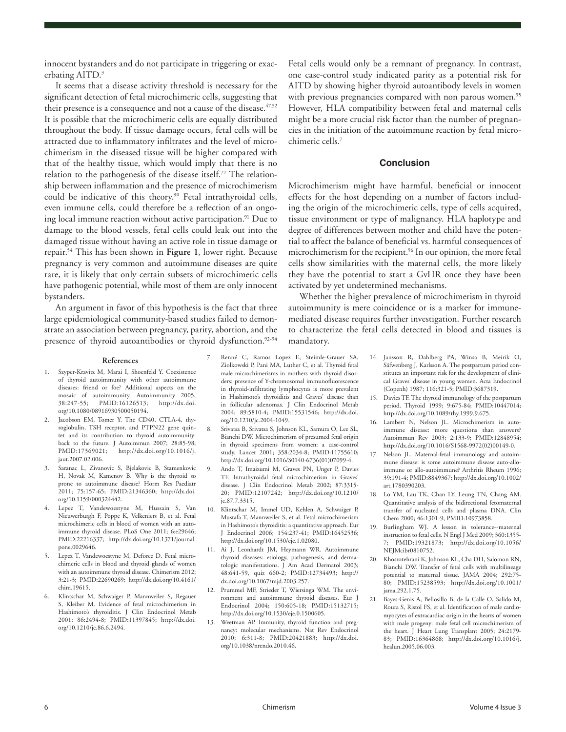innocent bystanders and do not participate in triggering or exacerbating AITD.[3]

It seems that a disease activity threshold is necessary for the significant detection of fetal microchimeric cells, suggesting that their presence is a consequence and not a cause of the disease.[47,52] It is possible that the microchimeric cells are equally distributed throughout the body. If tissue damage occurs, fetal cells will be attracted due to inflammatory infiltrates and the level of microchimerism in the diseased tissue will be higher compared with that of the healthy tissue, which would imply that there is no relation to the pathogenesis of the disease itself.[72] The relationship between inflammation and the presence of microchimerism could be indicative of this theory.[90] Fetal intrathyroidal cells, even immune cells, could therefore be a reflection of an ongoing local immune reaction without active participation.[91] Due to damage to the blood vessels, fetal cells could leak out into the damaged tissue without having an active role in tissue damage or repair.[54] This has been shown in **Figure 1**, lower right. Because pregnancy is very common and autoimmune diseases are quite rare, it is likely that only certain subsets of microchimeric cells have pathogenic potential, while most of them are only innocent bystanders.

An argument in favor of this hypothesis is the fact that three large epidemiological community-based studies failed to demonstrate an association between pregnancy, parity, abortion, and the presence of thyroid autoantibodies or thyroid dysfunction.[92-94] Fetal cells would only be a remnant of pregnancy. In contrast, one case-control study indicated parity as a potential risk for AITD by showing higher thyroid autoantibody levels in women with previous pregnancies compared with non parous women.[95] However, HLA compatibility between fetal and maternal cells might be a more crucial risk factor than the number of pregnancies in the initiation of the autoimmune reaction by fetal microchimeric cells.[7]

## Conclusion

Microchimerism might have harmful, beneficial or innocent effects for the host depending on a number of factors including the origin of the microchimeric cells, type of cells acquired, tissue environment or type of malignancy. HLA haplotype and degree of differences between mother and child have the potential to affect the balance of beneficial vs. harmful consequences of microchimerism for the recipient.[96] In our opinion, the more fetal cells show similarities with the maternal cells, the more likely they have the potential to start a GvHR once they have been activated by yet undetermined mechanisms.

Whether the higher prevalence of microchimerism in thyroid autoimmunity is mere coincidence or is a marker for immune-mediated disease requires further investigation. Further research to characterize the fetal cells detected in blood and tissues is mandatory.

## References

1. Szyper-Kravitz M, Marai I, Shoenfeld Y. Coexistence of thyroid autoimmunity with other autoimmune diseases: friend or foe? Additional aspects on the mosaic of autoimmunity. Autoimmunity 2005; 38:247-55; PMID:16126513; http://dx.doi.org/10.1080/08916930500050194.
2. Jacobson EM, Tomer Y. The CD40, CTLA-4, thyroglobulin, TSH receptor, and PTPN22 gene quintet and its contribution to thyroid autoimmunity: back to the future. J Autoimmun 2007; 28:85-98; PMID:17369021; http://dx.doi.org/10.1016/j.jaut.2007.02.006.
3. Saranac L, Zivanovic S, Bjelakovic B, Stamenkovic H, Novak M, Kamenov B. Why is the thyroid so prone to autoimmune disease? Horm Res Paediatr 2011; 75:157-65; PMID:21346360; http://dx.doi.org/10.1159/000324442.
4. Lepez T, Vandewoestyne M, Hussain S, Van Nieuwerburgh F, Poppe K, Velkeniers B, et al. Fetal microchimeric cells in blood of women with an autoimmune thyroid disease. PLoS One 2011; 6:e29646; PMID:22216337; http://dx.doi.org/10.1371/journal.pone.0029646.
5. Lepez T, Vandewoestyne M, Deforce D. Fetal microchimeric cells in blood and thyroid glands of women with an autoimmune thyroid disease. Chimerism 2012; 3:21-3; PMID:22690269; http://dx.doi.org/10.4161/chim.19615.
6. Klintschar M, Schwaiger P, Mannweiler S, Regauer S, Kleiber M. Evidence of fetal microchimerism in Hashimoto's thyroiditis. J Clin Endocrinol Metab 2001; 86:2494-8; PMID:11397845; http://dx.doi.org/10.1210/jc.86.6.2494.
7. Renné C, Ramos Lopez E, Steimle-Grauer SA, Ziolkowski P, Pani MA, Luther C, et al. Thyroid fetal male microchimerisms in mothers with thyroid disorders: presence of Y-chromosomal immunofluorescence in thyroid-infiltrating lymphocytes is more prevalent in Hashimoto's thyroiditis and Graves' disease than in follicular adenomas. J Clin Endocrinol Metab 2004; 89:5810-4; PMID:15531546; http://dx.doi.org/10.1210/jc.2004-1049.
8. Srivatsa B, Srivatsa S, Johnson KL, Samura O, Lee SL, Bianchi DW. Microchimerism of presumed fetal origin in thyroid specimens from women: a case-control study. Lancet 2001; 358:2034-8; PMID:11755610; http://dx.doi.org/10.1016/S0140-6736(01)07099-4.
9. Ando T, Imaizumi M, Graves PN, Unger P, Davies TF. Intrathyroidal fetal microchimerism in Graves' disease. J Clin Endocrinol Metab 2002; 87:3315-20; PMID:12107242; http://dx.doi.org/10.1210/jc.87.7.3315.
10. Klintschar M, Immel UD, Kehlen A, Schwaiger P, Mustafa T, Mannweiler S, et al. Fetal microchimerism in Hashimoto's thyroiditis: a quantitative approach. Eur J Endocrinol 2006; 154:237-41; PMID:16452536; http://dx.doi.org/10.1530/eje.1.02080.
11. Ai J, Leonhardt JM, Heymann WR. Autoimmune thyroid diseases: etiology, pathogenesis, and dermatologic manifestations. J Am Acad Dermatol 2003; 48:641-59, quiz 660-2; PMID:12734493; http://dx.doi.org/10.1067/mjd.2003.257.
12. Prummel MF, Strieder T, Wiersinga WM. The environment and autoimmune thyroid diseases. Eur J Endocrinol 2004; 150:605-18; PMID:15132715; http://dx.doi.org/10.1530/eje.0.1500605.
13. Weetman AP. Immunity, thyroid function and pregnancy: molecular mechanisms. Nat Rev Endocrinol 2010; 6:311-8; PMID:20421883; http://dx.doi.org/10.1038/nrendo.2010.46.
14. Jansson R, Dahlberg PA, Winsa B, Meirik O, Säfwenberg J, Karlsson A. The postpartum period constitutes an important risk for the development of clinical Graves' disease in young women. Acta Endocrinol (Copenh) 1987; 116:321-5; PMID:3687319.
15. Davies TF. The thyroid immunology of the postpartum period. Thyroid 1999; 9:675-84; PMID:10447014; http://dx.doi.org/10.1089/thy.1999.9.675.
16. Lambert N, Nelson JL. Microchimerism in autoimmune disease: more questions than answers? Autoimmun Rev 2003; 2:133-9; PMID:12848954; http://dx.doi.org/10.1016/S1568-9972(02)00149-0.
17. Nelson JL. Maternal-fetal immunology and autoimmune disease: is some autoimmune disease auto-alloimmune or allo-autoimmune? Arthritis Rheum 1996; 39:191-4; PMID:8849367; http://dx.doi.org/10.1002/art.1780390203.
18. Lo YM, Lau TK, Chan LY, Leung TN, Chang AM. Quantitative analysis of the bidirectional fetomaternal transfer of nucleated cells and plasma DNA. Clin Chem 2000; 46:1301-9; PMID:10973858.
19. Burlingham WJ. A lesson in tolerance--maternal instruction to fetal cells. N Engl J Med 2009; 360:1355-7; PMID:19321873; http://dx.doi.org/10.1056/NEJMcibr0810752.
20. Khosrotehrani K, Johnson KL, Cha DH, Salomon RN, Bianchi DW. Transfer of fetal cells with multilineage potential to maternal tissue. JAMA 2004; 292:75-80; PMID:15238593; http://dx.doi.org/10.1001/jama.292.1.75.
21. Bayes-Genis A, Bellosillo B, de la Calle O, Salido M, Roura S, Ristol FS, et al. Identification of male cardiomyocytes of extracardiac origin in the hearts of women with male progeny: male fetal cell microchimerism of the heart. J Heart Lung Transplant 2005; 24:2179-83; PMID:16364868; http://dx.doi.org/10.1016/j.healun.2005.06.003.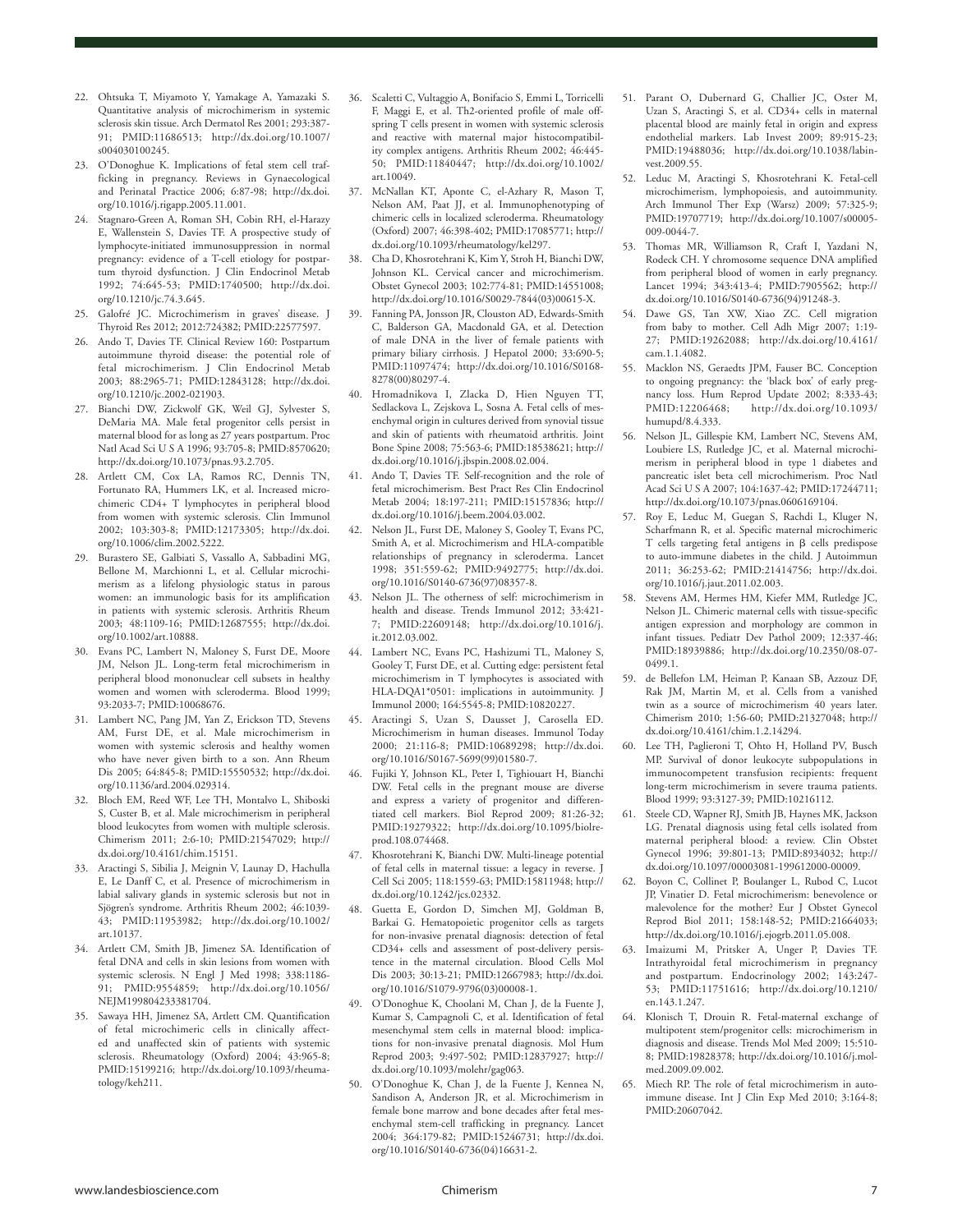22. Ohtsuka T, Miyamoto Y, Yamakage A, Yamazaki S. Quantitative analysis of microchimerism in systemic sclerosis skin tissue. Arch Dermatol Res 2001; 293:387-91; PMID:11686513; http://dx.doi.org/10.1007/s004030100245.

23. O'Donoghue K. Implications of fetal stem cell trafficking in pregnancy. Reviews in Gynaecological and Perinatal Practice 2006; 6:87-98; http://dx.doi.org/10.1016/j.rigapp.2005.11.001.

24. Stagnaro-Green A, Roman SH, Cobin RH, el-Harazy E, Wallenstein S, Davies TF. A prospective study of lymphocyte-initiated immunosuppression in normal pregnancy: evidence of a T-cell etiology for postpartum thyroid dysfunction. J Clin Endocrinol Metab 1992; 74:645-53; PMID:1740500; http://dx.doi.org/10.1210/jc.74.3.645.

25. Galofré JC. Microchimerism in graves' disease. J Thyroid Res 2012; 2012:724382; PMID:22577597.

26. Ando T, Davies TF. Clinical Review 160: Postpartum autoimmune thyroid disease: the potential role of fetal microchimerism. J Clin Endocrinol Metab 2003; 88:2965-71; PMID:12843128; http://dx.doi.org/10.1210/jc.2002-021903.

27. Bianchi DW, Zickwolf GK, Weil GJ, Sylvester S, DeMaria MA. Male fetal progenitor cells persist in maternal blood for as long as 27 years postpartum. Proc Natl Acad Sci U S A 1996; 93:705-8; PMID:8570620; http://dx.doi.org/10.1073/pnas.93.2.705.

28. Artlett CM, Cox LA, Ramos RC, Dennis TN, Fortunato RA, Hummers LK, et al. Increased microchimeric CD4+ T lymphocytes in peripheral blood from women with systemic sclerosis. Clin Immunol 2002; 103:303-8; PMID:12173305; http://dx.doi.org/10.1006/clim.2002.5222.

29. Burastero SE, Galbiati S, Vassallo A, Sabbadini MG, Bellone M, Marchionni L, et al. Cellular microchimerism as a lifelong physiologic status in parous women: an immunologic basis for its amplification in patients with systemic sclerosis. Arthritis Rheum 2003; 48:1109-16; PMID:12687555; http://dx.doi.org/10.1002/art.10888.

30. Evans PC, Lambert N, Maloney S, Furst DE, Moore JM, Nelson JL. Long-term fetal microchimerism in peripheral blood mononuclear cell subsets in healthy women and women with scleroderma. Blood 1999; 93:2033-7; PMID:10068676.

31. Lambert NC, Pang JM, Yan Z, Erickson TD, Stevens AM, Furst DE, et al. Male microchimerism in women with systemic sclerosis and healthy women who have never given birth to a son. Ann Rheum Dis 2005; 64:845-8; PMID:15550532; http://dx.doi.org/10.1136/ard.2004.029314.

32. Bloch EM, Reed WF, Lee TH, Montalvo L, Shiboski S, Custer B, et al. Male microchimerism in peripheral blood leukocytes from women with multiple sclerosis. Chimerism 2011; 2:6-10; PMID:21547029; http://dx.doi.org/10.4161/chim.15151.

33. Aractingi S, Sibilia J, Meignin V, Launay D, Hachulla E, Le Danff C, et al. Presence of microchimerism in labial salivary glands in systemic sclerosis but not in Sjögren's syndrome. Arthritis Rheum 2002; 46:1039-43; PMID:11953982; http://dx.doi.org/10.1002/art.10137.

34. Artlett CM, Smith JB, Jimenez SA. Identification of fetal DNA and cells in skin lesions from women with systemic sclerosis. N Engl J Med 1998; 338:1186-91; PMID:9554859; http://dx.doi.org/10.1056/NEJM199804233381704.

35. Sawaya HH, Jimenez SA, Artlett CM. Quantification of fetal microchimeric cells in clinically affected and unaffected skin of patients with systemic sclerosis. Rheumatology (Oxford) 2004; 43:965-8; PMID:15199216; http://dx.doi.org/10.1093/rheumatology/keh211.

36. Scaletti C, Vultaggio A, Bonifacio S, Emmi L, Torricelli F, Maggi E, et al. Th2-oriented profile of male offspring T cells present in women with systemic sclerosis and reactive with maternal major histocompatibility complex antigens. Arthritis Rheum 2002; 46:445-50; PMID:11840447; http://dx.doi.org/10.1002/art.10049.

37. McNallan KT, Aponte C, el-Azhary R, Mason T, Nelson AM, Paat JJ, et al. Immunophenotyping of chimeric cells in localized scleroderma. Rheumatology (Oxford) 2007; 46:398-402; PMID:17085771; http://dx.doi.org/10.1093/rheumatology/kel297.

38. Cha D, Khosrotehrani K, Kim Y, Stroh H, Bianchi DW, Johnson KL. Cervical cancer and microchimerism. Obstet Gynecol 2003; 102:774-81; PMID:14551008; http://dx.doi.org/10.1016/S0029-7844(03)00615-X.

39. Fanning PA, Jonsson JR, Clouston AD, Edwards-Smith C, Balderson GA, Macdonald GA, et al. Detection of male DNA in the liver of female patients with primary biliary cirrhosis. J Hepatol 2000; 33:690-5; PMID:11097474; http://dx.doi.org/10.1016/S0168-8278(00)80297-4.

40. Hromadnikova I, Zlacka D, Hien Nguyen TT, Sedlackova L, Zejskova L, Sosna A. Fetal cells of mesenchymal origin in cultures derived from synovial tissue and skin of patients with rheumatoid arthritis. Joint Bone Spine 2008; 75:563-6; PMID:18538621; http://dx.doi.org/10.1016/j.jbspin.2008.02.004.

41. Ando T, Davies TF. Self-recognition and the role of fetal microchimerism. Best Pract Res Clin Endocrinol Metab 2004; 18:197-211; PMID:15157836; http://dx.doi.org/10.1016/j.beem.2004.03.002.

42. Nelson JL, Furst DE, Maloney S, Gooley T, Evans PC, Smith A, et al. Microchimerism and HLA-compatible relationships of pregnancy in scleroderma. Lancet 1998; 351:559-62; PMID:9492775; http://dx.doi.org/10.1016/S0140-6736(97)08357-8.

43. Nelson JL. The otherness of self: microchimerism in health and disease. Trends Immunol 2012; 33:421-7; PMID:22609148; http://dx.doi.org/10.1016/j.it.2012.03.002.

44. Lambert NC, Evans PC, Hashizumi TL, Maloney S, Gooley T, Furst DE, et al. Cutting edge: persistent fetal microchimerism in T lymphocytes is associated with HLA-DQA1*0501: implications in autoimmunity. J Immunol 2000; 164:5545-8; PMID:10820227.

45. Aractingi S, Uzan S, Dausset J, Carosella ED. Microchimerism in human diseases. Immunol Today 2000; 21:116-8; PMID:10689298; http://dx.doi.org/10.1016/S0167-5699(99)01580-7.

46. Fujiki Y, Johnson KL, Peter I, Tighiouart H, Bianchi DW. Fetal cells in the pregnant mouse are diverse and express a variety of progenitor and differentiated cell markers. Biol Reprod 2009; 81:26-32; PMID:19279322; http://dx.doi.org/10.1095/biolreprod.108.074468.

47. Khosrotehrani K, Bianchi DW. Multi-lineage potential of fetal cells in maternal tissue: a legacy in reverse. J Cell Sci 2005; 118:1559-63; PMID:15811948; http://dx.doi.org/10.1242/jcs.02332.

48. Guetta E, Gordon D, Simchen MJ, Goldman B, Barkai G. Hematopoietic progenitor cells as targets for non-invasive prenatal diagnosis: detection of fetal CD34+ cells and assessment of post-delivery persistence in the maternal circulation. Blood Cells Mol Dis 2003; 30:13-21; PMID:12667983; http://dx.doi.org/10.1016/S1079-9796(03)00008-1.

49. O'Donoghue K, Choolani M, Chan J, de la Fuente J, Kumar S, Campagnoli C, et al. Identification of fetal mesenchymal stem cells in maternal blood: implications for non-invasive prenatal diagnosis. Mol Hum Reprod 2003; 9:497-502; PMID:12837927; http://dx.doi.org/10.1093/molehr/gag063.

50. O'Donoghue K, Chan J, de la Fuente J, Kennea N, Sandison A, Anderson JR, et al. Microchimerism in female bone marrow and bone decades after fetal mesenchymal stem-cell trafficking in pregnancy. Lancet 2004; 364:179-82; PMID:15246731; http://dx.doi.org/10.1016/S0140-6736(04)16631-2.

51. Parant O, Dubernard G, Challier JC, Oster M, Uzan S, Aractingi S, et al. CD34+ cells in maternal placental blood are mainly fetal in origin and express endothelial markers. Lab Invest 2009; 89:915-23; PMID:19488036; http://dx.doi.org/10.1038/labinvest.2009.55.

52. Leduc M, Aractingi S, Khosrotehrani K. Fetal-cell microchimerism, lymphopoiesis, and autoimmunity. Arch Immunol Ther Exp (Warsz) 2009; 57:325-9; PMID:19707719; http://dx.doi.org/10.1007/s00005-009-0044-7.

53. Thomas MR, Williamson R, Craft I, Yazdani N, Rodeck CH. Y chromosome sequence DNA amplified from peripheral blood of women in early pregnancy. Lancet 1994; 343:413-4; PMID:7905562; http://dx.doi.org/10.1016/S0140-6736(94)91248-3.

54. Dawe GS, Tan XW, Xiao ZC. Cell migration from baby to mother. Cell Adh Migr 2007; 1:19-27; PMID:19262088; http://dx.doi.org/10.4161/cam.1.1.4082.

55. Macklon NS, Geraedts JPM, Fauser BC. Conception to ongoing pregnancy: the 'black box' of early pregnancy loss. Hum Reprod Update 2002; 8:333-43; PMID:12206468; http://dx.doi.org/10.1093/humupd/8.4.333.

56. Nelson JL, Gillespie KM, Lambert NC, Stevens AM, Loubiere LS, Rutledge JC, et al. Maternal microchimerism in peripheral blood in type 1 diabetes and pancreatic islet beta cell microchimerism. Proc Natl Acad Sci U S A 2007; 104:1637-42; PMID:17244711; http://dx.doi.org/10.1073/pnas.0606169104.

57. Roy E, Leduc M, Guegan S, Rachdi L, Kluger N, Scharfmann R, et al. Specific maternal microchimeric T cells targeting fetal antigens in β cells predispose to auto-immune diabetes in the child. J Autoimmun 2011; 36:253-62; PMID:21414756; http://dx.doi.org/10.1016/j.jaut.2011.02.003.

58. Stevens AM, Hermes HM, Kiefer MM, Rutledge JC, Nelson JL. Chimeric maternal cells with tissue-specific antigen expression and morphology are common in infant tissues. Pediatr Dev Pathol 2009; 12:337-46; PMID:18939886; http://dx.doi.org/10.2350/08-07-0499.1.

59. de Bellefon LM, Heiman P, Kanaan SB, Azzouz DF, Rak JM, Martin M, et al. Cells from a vanished twin as a source of microchimerism 40 years later. Chimerism 2010; 1:56-60; PMID:21327048; http://dx.doi.org/10.4161/chim.1.2.14294.

60. Lee TH, Paglieroni T, Ohto H, Holland PV, Busch MP. Survival of donor leukocyte subpopulations in immunocompetent transfusion recipients: frequent long-term microchimerism in severe trauma patients. Blood 1999; 93:3127-39; PMID:10216112.

61. Steele CD, Wapner RJ, Smith JB, Haynes MK, Jackson LG. Prenatal diagnosis using fetal cells isolated from maternal peripheral blood: a review. Clin Obstet Gynecol 1996; 39:801-13; PMID:8934032; http://dx.doi.org/10.1097/00003081-199612000-00009.

62. Boyon C, Collinet P, Boulanger L, Rubod C, Lucot JP, Vinatier D. Fetal microchimerism: benevolence or malevolence for the mother? Eur J Obstet Gynecol Reprod Biol 2011; 158:148-52; PMID:21664033; http://dx.doi.org/10.1016/j.ejogrb.2011.05.008.

63. Imaizumi M, Pritsker A, Unger P, Davies TF. Intrathyroidal fetal microchimerism in pregnancy and postpartum. Endocrinology 2002; 143:247-53; PMID:11751616; http://dx.doi.org/10.1210/en.143.1.247.

64. Klonisch T, Drouin R. Fetal-maternal exchange of multipotent stem/progenitor cells: microchimerism in diagnosis and disease. Trends Mol Med 2009; 15:510-8; PMID:19828378; http://dx.doi.org/10.1016/j.molmed.2009.09.002.

65. Miech RP. The role of fetal microchimerism in autoimmune disease. Int J Clin Exp Med 2010; 3:164-8; PMID:20607042.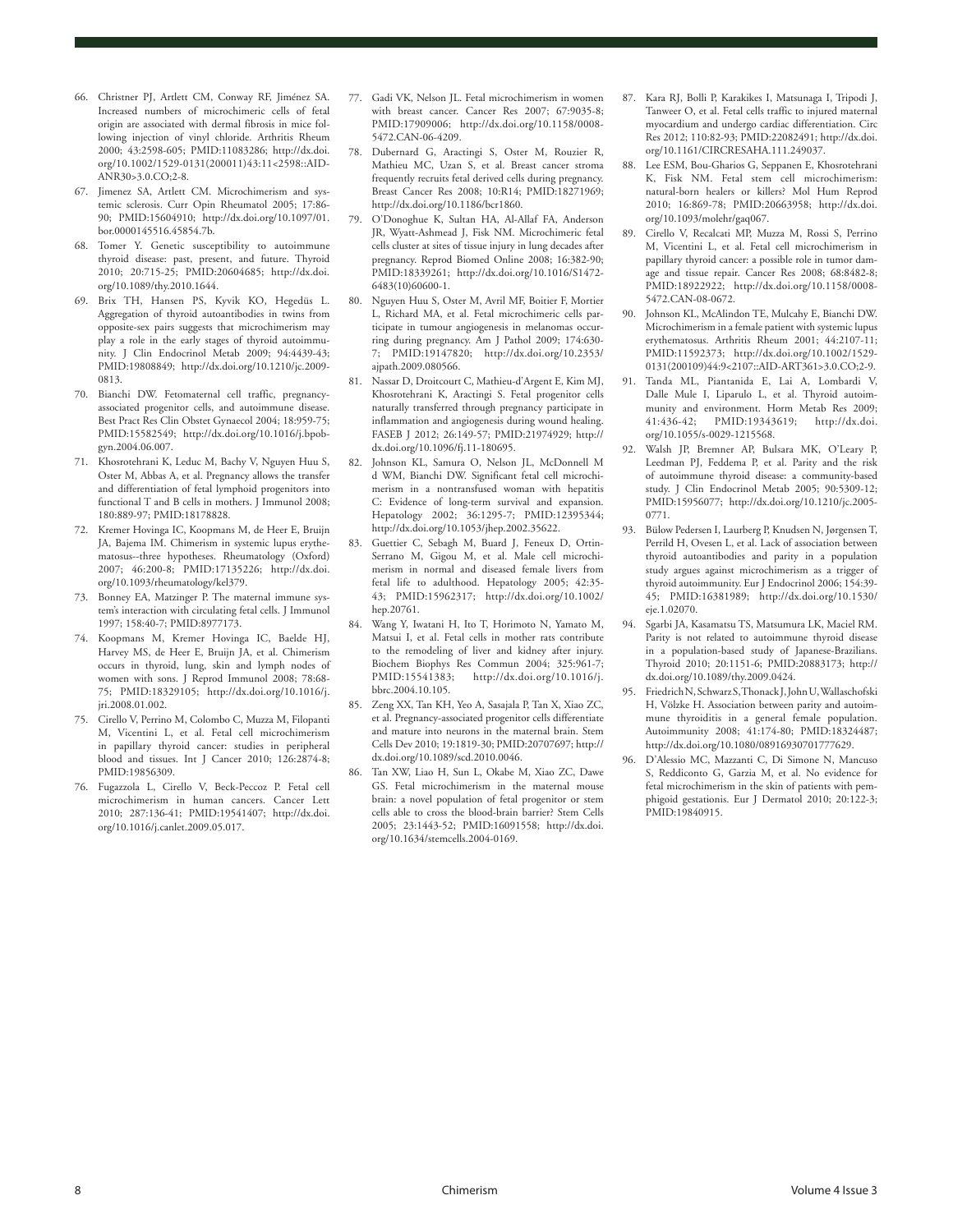66. Christner PJ, Artlett CM, Conway RF, Jiménez SA. Increased numbers of microchimeric cells of fetal origin are associated with dermal fibrosis in mice following injection of vinyl chloride. Arthritis Rheum 2000; 43:2598-605; PMID:11083286; http://dx.doi.org/10.1002/1529-0131(200011)43:11<2598::AID-ANR30>3.0.CO;2-8.
67. Jimenez SA, Artlett CM. Microchimerism and systemic sclerosis. Curr Opin Rheumatol 2005; 17:86-90; PMID:15604910; http://dx.doi.org/10.1097/01.bor.0000145516.45854.7b.
68. Tomer Y. Genetic susceptibility to autoimmune thyroid disease: past, present, and future. Thyroid 2010; 20:715-25; PMID:20604685; http://dx.doi.org/10.1089/thy.2010.1644.
69. Brix TH, Hansen PS, Kyvik KO, Hegedüs L. Aggregation of thyroid autoantibodies in twins from opposite-sex pairs suggests that microchimerism may play a role in the early stages of thyroid autoimmunity. J Clin Endocrinol Metab 2009; 94:4439-43; PMID:19808849; http://dx.doi.org/10.1210/jc.2009-0813.
70. Bianchi DW. Fetomaternal cell traffic, pregnancy-associated progenitor cells, and autoimmune disease. Best Pract Res Clin Obstet Gynaecol 2004; 18:959-75; PMID:15582549; http://dx.doi.org/10.1016/j.bpobgyn.2004.06.007.
71. Khosrotehrani K, Leduc M, Bachy V, Nguyen Huu S, Oster M, Abbas A, et al. Pregnancy allows the transfer and differentiation of fetal lymphoid progenitors into functional T and B cells in mothers. J Immunol 2008; 180:889-97; PMID:18178828.
72. Kremer Hovinga IC, Koopmans M, de Heer E, Bruijn JA, Bajema IM. Chimerism in systemic lupus erythematosus--three hypotheses. Rheumatology (Oxford) 2007; 46:200-8; PMID:17135226; http://dx.doi.org/10.1093/rheumatology/kel379.
73. Bonney EA, Matzinger P. The maternal immune system's interaction with circulating fetal cells. J Immunol 1997; 158:40-7; PMID:8977173.
74. Koopmans M, Kremer Hovinga IC, Baelde HJ, Harvey MS, de Heer E, Bruijn JA, et al. Chimerism occurs in thyroid, lung, skin and lymph nodes of women with sons. J Reprod Immunol 2008; 78:68-75; PMID:18329105; http://dx.doi.org/10.1016/j.jri.2008.01.002.
75. Cirello V, Perrino M, Colombo C, Muzza M, Filopanti M, Vicentini L, et al. Fetal cell microchimerism in papillary thyroid cancer: studies in peripheral blood and tissues. Int J Cancer 2010; 126:2874-8; PMID:19856309.
76. Fugazzola L, Cirello V, Beck-Peccoz P. Fetal cell microchimerism in human cancers. Cancer Lett 2010; 287:136-41; PMID:19541407; http://dx.doi.org/10.1016/j.canlet.2009.05.017.
77. Gadi VK, Nelson JL. Fetal microchimerism in women with breast cancer. Cancer Res 2007; 67:9035-8; PMID:17909006; http://dx.doi.org/10.1158/0008-5472.CAN-06-4209.
78. Dubernard G, Aractingi S, Oster M, Rouzier R, Mathieu MC, Uzan S, et al. Breast cancer stroma frequently recruits fetal derived cells during pregnancy. Breast Cancer Res 2008; 10:R14; PMID:18271969; http://dx.doi.org/10.1186/bcr1860.
79. O'Donoghue K, Sultan HA, Al-Allaf FA, Anderson JR, Wyatt-Ashmead J, Fisk NM. Microchimeric fetal cells cluster at sites of tissue injury in lung decades after pregnancy. Reprod Biomed Online 2008; 16:382-90; PMID:18339261; http://dx.doi.org/10.1016/S1472-6483(10)60600-1.
80. Nguyen Huu S, Oster M, Avril MF, Boitier F, Mortier L, Richard MA, et al. Fetal microchimeric cells participate in tumour angiogenesis in melanomas occurring during pregnancy. Am J Pathol 2009; 174:630-7; PMID:19147820; http://dx.doi.org/10.2353/ajpath.2009.080566.
81. Nassar D, Droitcourt C, Mathieu-d'Argent E, Kim MJ, Khosrotehrani K, Aractingi S. Fetal progenitor cells naturally transferred through pregnancy participate in inflammation and angiogenesis during wound healing. FASEB J 2012; 26:149-57; PMID:21974929; http://dx.doi.org/10.1096/fj.11-180695.
82. Johnson KL, Samura O, Nelson JL, McDonnell M d WM, Bianchi DW. Significant fetal cell microchimerism in a nontransfused woman with hepatitis C: Evidence of long-term survival and expansion. Hepatology 2002; 36:1295-7; PMID:12395344; http://dx.doi.org/10.1053/jhep.2002.35622.
83. Guettier C, Sebagh M, Buard J, Feneux D, Ortin-Serrano M, Gigou M, et al. Male cell microchimerism in normal and diseased female livers from fetal life to adulthood. Hepatology 2005; 42:35-43; PMID:15962317; http://dx.doi.org/10.1002/hep.20761.
84. Wang Y, Iwatani H, Ito T, Horimoto N, Yamato M, Matsui I, et al. Fetal cells in mother rats contribute to the remodeling of liver and kidney after injury. Biochem Biophys Res Commun 2004; 325:961-7; PMID:15541383; http://dx.doi.org/10.1016/j.bbrc.2004.10.105.
85. Zeng XX, Tan KH, Yeo A, Sasajala P, Tan X, Xiao ZC, et al. Pregnancy-associated progenitor cells differentiate and mature into neurons in the maternal brain. Stem Cells Dev 2010; 19:1819-30; PMID:20707697; http://dx.doi.org/10.1089/scd.2010.0046.
86. Tan XW, Liao H, Sun L, Okabe M, Xiao ZC, Dawe GS. Fetal microchimerism in the maternal mouse brain: a novel population of fetal progenitor or stem cells able to cross the blood-brain barrier? Stem Cells 2005; 23:1443-52; PMID:16091558; http://dx.doi.org/10.1634/stemcells.2004-0169.
87. Kara RJ, Bolli P, Karakikes I, Matsunaga I, Tripodi J, Tanweer O, et al. Fetal cells traffic to injured maternal myocardium and undergo cardiac differentiation. Circ Res 2012; 110:82-93; PMID:22082491; http://dx.doi.org/10.1161/CIRCRESAHA.111.249037.
88. Lee ESM, Bou-Gharios G, Seppanen E, Khosrotehrani K, Fisk NM. Fetal stem cell microchimerism: natural-born healers or killers? Mol Hum Reprod 2010; 16:869-78; PMID:20663958; http://dx.doi.org/10.1093/molehr/gaq067.
89. Cirello V, Recalcati MP, Muzza M, Rossi S, Perrino M, Vicentini L, et al. Fetal cell microchimerism in papillary thyroid cancer: a possible role in tumor damage and tissue repair. Cancer Res 2008; 68:8482-8; PMID:18922922; http://dx.doi.org/10.1158/0008-5472.CAN-08-0672.
90. Johnson KL, McAlindon TE, Mulcahy E, Bianchi DW. Microchimerism in a female patient with systemic lupus erythematosus. Arthritis Rheum 2001; 44:2107-11; PMID:11592373; http://dx.doi.org/10.1002/1529-0131(200109)44:9<2107::AID-ART361>3.0.CO;2-9.
91. Tanda ML, Piantanida E, Lai A, Lombardi V, Dalle Mule I, Liparulo L, et al. Thyroid autoimmunity and environment. Horm Metab Res 2009; 41:436-42; PMID:19343619; http://dx.doi.org/10.1055/s-0029-1215568.
92. Walsh JP, Bremner AP, Bulsara MK, O'Leary P, Leedman PJ, Feddema P, et al. Parity and the risk of autoimmune thyroid disease: a community-based study. J Clin Endocrinol Metab 2005; 90:5309-12; PMID:15956077; http://dx.doi.org/10.1210/jc.2005-0771.
93. Bülow Pedersen I, Laurberg P, Knudsen N, Jørgensen T, Perrild H, Ovesen L, et al. Lack of association between thyroid autoantibodies and parity in a population study argues against microchimerism as a trigger of thyroid autoimmunity. Eur J Endocrinol 2006; 154:39-45; PMID:16381989; http://dx.doi.org/10.1530/eje.1.02070.
94. Sgarbi JA, Kasamatsu TS, Matsumura LK, Maciel RM. Parity is not related to autoimmune thyroid disease in a population-based study of Japanese-Brazilians. Thyroid 2010; 20:1151-6; PMID:20883173; http://dx.doi.org/10.1089/thy.2009.0424.
95. Friedrich N, Schwarz S, Thonack J, John U, Wallaschofski H, Völzke H. Association between parity and autoimmune thyroiditis in a general female population. Autoimmunity 2008; 41:174-80; PMID:18324487; http://dx.doi.org/10.1080/08916930701777629.
96. D'Alessio MC, Mazzanti C, Di Simone N, Mancuso S, Reddiconto G, Garzia M, et al. No evidence for fetal microchimerism in the skin of patients with pemphigoid gestationis. Eur J Dermatol 2010; 20:122-3; PMID:19840915.